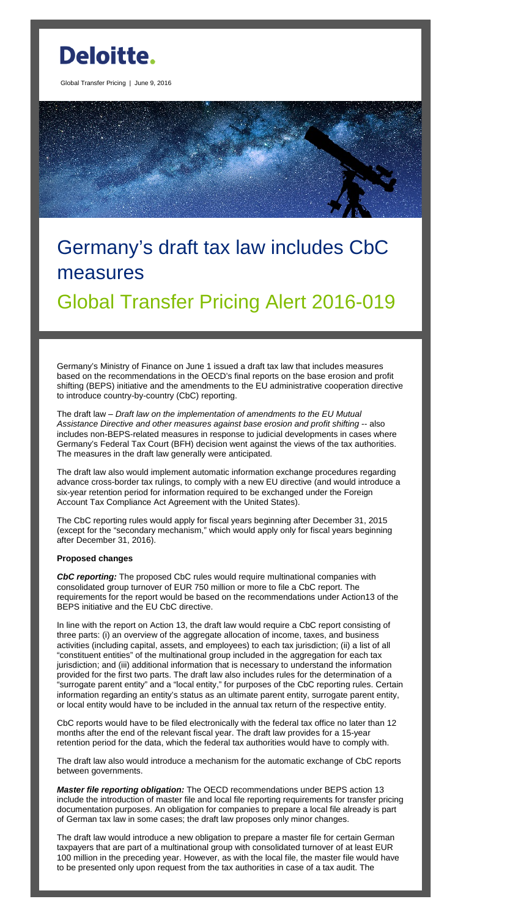# Deloitte.

Global Transfer Pricing | June 9, 2016

# Germany's draft tax law includes CbC measures

## Global Transfer Pricing Alert 2016-019

Germany's Ministry of Finance on June 1 issued a draft tax law that includes measures based on the recommendations in the OECD's final reports on the base erosion and profit shifting (BEPS) initiative and the amendments to the EU administrative cooperation directive to introduce country-by-country (CbC) reporting.

The draft law – *Draft law on the implementation of amendments to the EU Mutual Assistance Directive and other measures against base erosion and profit shifting* -- also includes non-BEPS-related measures in response to judicial developments in cases where Germany's Federal Tax Court (BFH) decision went against the views of the tax authorities. The measures in the draft law generally were anticipated.

The draft law also would implement automatic information exchange procedures regarding advance cross-border tax rulings, to comply with a new EU directive (and would introduce a six-year retention period for information required to be exchanged under the Foreign Account Tax Compliance Act Agreement with the United States).

The CbC reporting rules would apply for fiscal years beginning after December 31, 2015 (except for the "secondary mechanism," which would apply only for fiscal years beginning after December 31, 2016).

**Proposed changes**

***CbC reporting:*** The proposed CbC rules would require multinational companies with consolidated group turnover of EUR 750 million or more to file a CbC report. The requirements for the report would be based on the recommendations under Action13 of the BEPS initiative and the EU CbC directive.

In line with the report on Action 13, the draft law would require a CbC report consisting of three parts: (i) an overview of the aggregate allocation of income, taxes, and business activities (including capital, assets, and employees) to each tax jurisdiction; (ii) a list of all "constituent entities" of the multinational group included in the aggregation for each tax jurisdiction; and (iii) additional information that is necessary to understand the information provided for the first two parts. The draft law also includes rules for the determination of a "surrogate parent entity" and a "local entity," for purposes of the CbC reporting rules. Certain information regarding an entity's status as an ultimate parent entity, surrogate parent entity, or local entity would have to be included in the annual tax return of the respective entity.

CbC reports would have to be filed electronically with the federal tax office no later than 12 months after the end of the relevant fiscal year. The draft law provides for a 15-year retention period for the data, which the federal tax authorities would have to comply with.

The draft law also would introduce a mechanism for the automatic exchange of CbC reports between governments.

***Master file reporting obligation:*** The OECD recommendations under BEPS action 13 include the introduction of master file and local file reporting requirements for transfer pricing documentation purposes. An obligation for companies to prepare a local file already is part of German tax law in some cases; the draft law proposes only minor changes.

The draft law would introduce a new obligation to prepare a master file for certain German taxpayers that are part of a multinational group with consolidated turnover of at least EUR 100 million in the preceding year. However, as with the local file, the master file would have to be presented only upon request from the tax authorities in case of a tax audit. The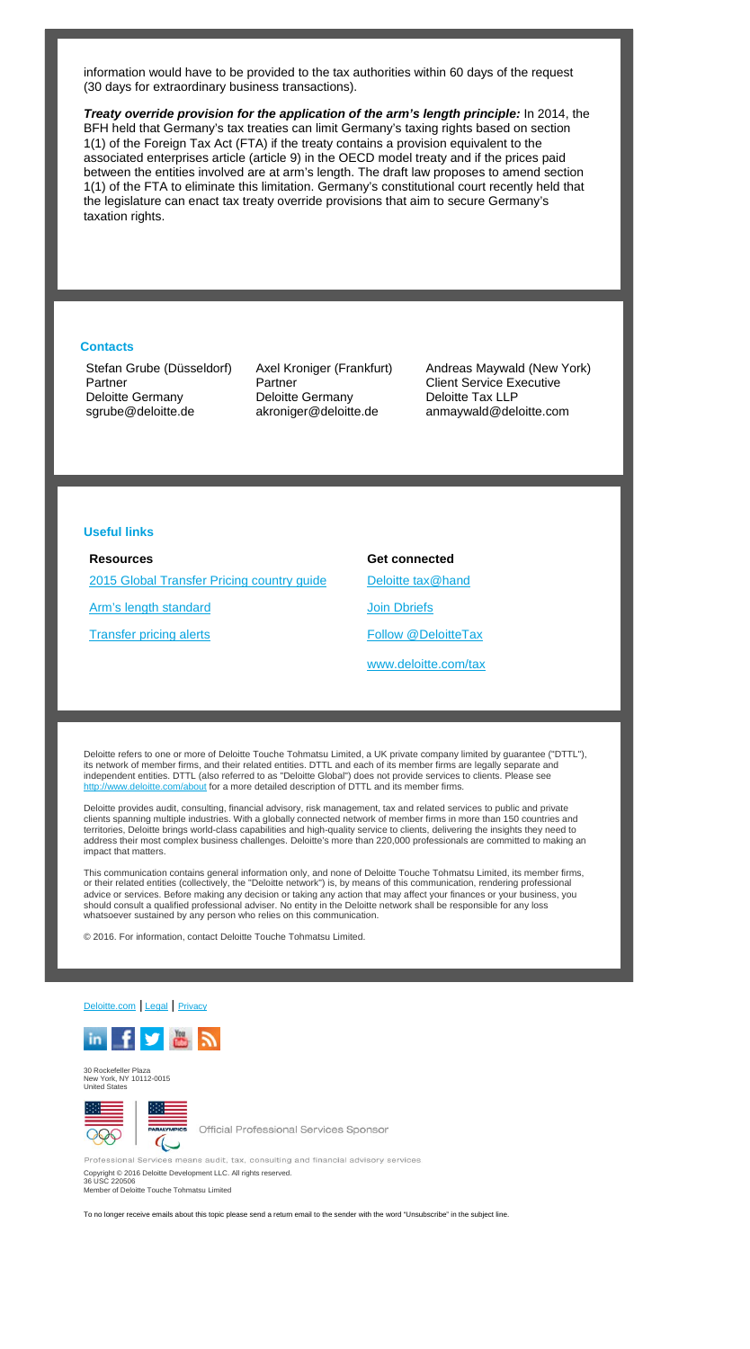information would have to be provided to the tax authorities within 60 days of the request (30 days for extraordinary business transactions).

***Treaty override provision for the application of the arm's length principle:*** In 2014, the BFH held that Germany's tax treaties can limit Germany's taxing rights based on section 1(1) of the Foreign Tax Act (FTA) if the treaty contains a provision equivalent to the associated enterprises article (article 9) in the OECD model treaty and if the prices paid between the entities involved are at arm's length. The draft law proposes to amend section 1(1) of the FTA to eliminate this limitation. Germany's constitutional court recently held that the legislature can enact tax treaty override provisions that aim to secure Germany's taxation rights.

### Contacts

Stefan Grube (Düsseldorf)
Partner
Deloitte Germany
sgrube@deloitte.de

Axel Kroniger (Frankfurt)
Partner
Deloitte Germany
akroniger@deloitte.de

Andreas Maywald (New York)
Client Service Executive
Deloitte Tax LLP
anmaywald@deloitte.com

### Useful links

**Resources**

2015 Global Transfer Pricing country guide

Arm's length standard

Transfer pricing alerts

**Get connected**

Deloitte tax@hand

Join Dbriefs

Follow @DeloitteTax

www.deloitte.com/tax

Deloitte refers to one or more of Deloitte Touche Tohmatsu Limited, a UK private company limited by guarantee ("DTTL"), its network of member firms, and their related entities. DTTL and each of its member firms are legally separate and independent entities. DTTL (also referred to as "Deloitte Global") does not provide services to clients. Please see http://www.deloitte.com/about for a more detailed description of DTTL and its member firms.

Deloitte provides audit, consulting, financial advisory, risk management, tax and related services to public and private clients spanning multiple industries. With a globally connected network of member firms in more than 150 countries and territories, Deloitte brings world-class capabilities and high-quality service to clients, delivering the insights they need to address their most complex business challenges. Deloitte's more than 220,000 professionals are committed to making an impact that matters.

This communication contains general information only, and none of Deloitte Touche Tohmatsu Limited, its member firms, or their related entities (collectively, the "Deloitte network") is, by means of this communication, rendering professional advice or services. Before making any decision or taking any action that may affect your finances or your business, you should consult a qualified professional adviser. No entity in the Deloitte network shall be responsible for any loss whatsoever sustained by any person who relies on this communication.

© 2016. For information, contact Deloitte Touche Tohmatsu Limited.

Deloitte.com | Legal | Privacy

30 Rockefeller Plaza
New York, NY 10112-0015
United States

Official Professional Services Sponsor

Professional Services means audit, tax, consulting and financial advisory services

Copyright © 2016 Deloitte Development LLC. All rights reserved.
36 USC 220506
Member of Deloitte Touche Tohmatsu Limited

To no longer receive emails about this topic please send a return email to the sender with the word "Unsubscribe" in the subject line.